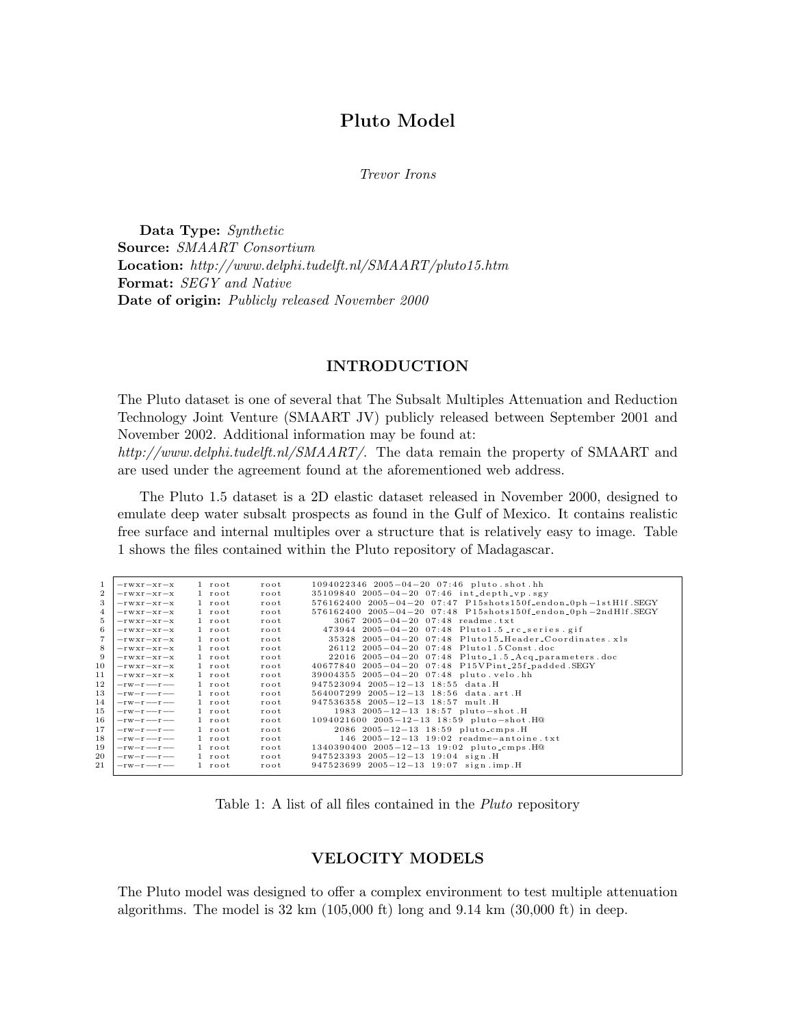# Pluto Model

*Trevor Irons*

**Data Type:** *Synthetic*
**Source:** *SMAART Consortium*
**Location:** *http://www.delphi.tudelft.nl/SMAART/pluto15.htm*
**Format:** *SEGY and Native*
**Date of origin:** *Publicly released November 2000*

## INTRODUCTION

The Pluto dataset is one of several that The Subsalt Multiples Attenuation and Reduction Technology Joint Venture (SMAART JV) publicly released between September 2001 and November 2002. Additional information may be found at:
*http://www.delphi.tudelft.nl/SMAART/*. The data remain the property of SMAART and are used under the agreement found at the aforementioned web address.

The Pluto 1.5 dataset is a 2D elastic dataset released in November 2000, designed to emulate deep water subsalt prospects as found in the Gulf of Mexico. It contains realistic free surface and internal multiples over a structure that is relatively easy to image. Table 1 shows the files contained within the Pluto repository of Madagascar.

```
 1  -rwxr-xr-x   1 root   root   1094022346 2005-04-20 07:46 pluto.shot.hh
 2  -rwxr-xr-x   1 root   root     35109840 2005-04-20 07:46 int_depth_vp.sgy
 3  -rwxr-xr-x   1 root   root    576162400 2005-04-20 07:47 P15shots150f_endon_0ph-1stHlf.SEGY
 4  -rwxr-xr-x   1 root   root    576162400 2005-04-20 07:48 P15shots150f_endon_0ph-2ndHlf.SEGY
 5  -rwxr-xr-x   1 root   root         3067 2005-04-20 07:48 readme.txt
 6  -rwxr-xr-x   1 root   root       473944 2005-04-20 07:48 Pluto1.5_rc_series.gif
 7  -rwxr-xr-x   1 root   root        35328 2005-04-20 07:48 Pluto15_Header_Coordinates.xls
 8  -rwxr-xr-x   1 root   root        26112 2005-04-20 07:48 Pluto1.5Const.doc
 9  -rwxr-xr-x   1 root   root        22016 2005-04-20 07:48 Pluto_1.5_Acq_parameters.doc
10  -rwxr-xr-x   1 root   root     40677840 2005-04-20 07:48 P15VPint_25f_padded.SEGY
11  -rwxr-xr-x   1 root   root     39004355 2005-04-20 07:48 pluto.velo.hh
12  -rw-r--r--   1 root   root    947523094 2005-12-13 18:55 data.H
13  -rw-r--r--   1 root   root    564007299 2005-12-13 18:56 data.art.H
14  -rw-r--r--   1 root   root    947536358 2005-12-13 18:57 mult.H
15  -rw-r--r--   1 root   root         1983 2005-12-13 18:57 pluto-shot.H
16  -rw-r--r--   1 root   root   1094021600 2005-12-13 18:59 pluto-shot.H@
17  -rw-r--r--   1 root   root         2086 2005-12-13 18:59 pluto_cmps.H
18  -rw-r--r--   1 root   root          146 2005-12-13 19:02 readme-antoine.txt
19  -rw-r--r--   1 root   root   1340390400 2005-12-13 19:02 pluto_cmps.H@
20  -rw-r--r--   1 root   root    947523393 2005-12-13 19:04 sign.H
21  -rw-r--r--   1 root   root    947523699 2005-12-13 19:07 sign.imp.H
```

Table 1: A list of all files contained in the *Pluto* repository

## VELOCITY MODELS

The Pluto model was designed to offer a complex environment to test multiple attenuation algorithms. The model is 32 km (105,000 ft) long and 9.14 km (30,000 ft) in deep.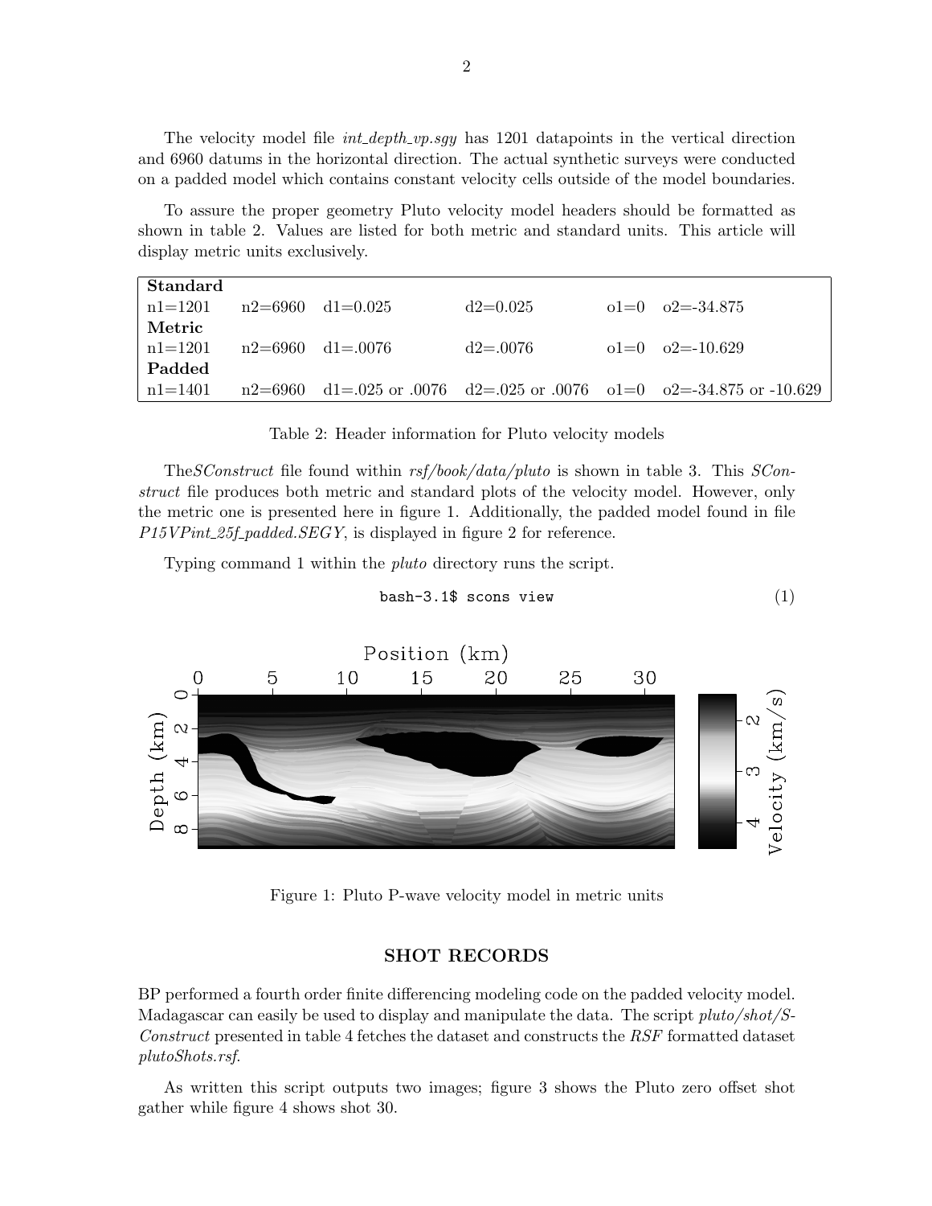The velocity model file *int_depth_vp.sgy* has 1201 datapoints in the vertical direction and 6960 datums in the horizontal direction. The actual synthetic surveys were conducted on a padded model which contains constant velocity cells outside of the model boundaries.

To assure the proper geometry Pluto velocity model headers should be formatted as shown in table 2. Values are listed for both metric and standard units. This article will display metric units exclusively.

| **Standard** | | | | | |
|---|---|---|---|---|---|
| n1=1201 | n2=6960 | d1=0.025 | d2=0.025 | o1=0 | o2=-34.875 |
| **Metric** | | | | | |
| n1=1201 | n2=6960 | d1=.0076 | d2=.0076 | o1=0 | o2=-10.629 |
| **Padded** | | | | | |
| n1=1401 | n2=6960 | d1=.025 or .0076 | d2=.025 or .0076 | o1=0 | o2=-34.875 or -10.629 |

Table 2: Header information for Pluto velocity models

The*SConstruct* file found within *rsf/book/data/pluto* is shown in table 3. This *SConstruct* file produces both metric and standard plots of the velocity model. However, only the metric one is presented here in figure 1. Additionally, the padded model found in file *P15VPint_25f_padded.SEGY*, is displayed in figure 2 for reference.

Typing command 1 within the *pluto* directory runs the script.

```
bash-3.1$ scons view
```
(1)

Figure 1: Pluto P-wave velocity model in metric units

## SHOT RECORDS

BP performed a fourth order finite differencing modeling code on the padded velocity model. Madagascar can easily be used to display and manipulate the data. The script *pluto/shot/SConstruct* presented in table 4 fetches the dataset and constructs the *RSF* formatted dataset *plutoShots.rsf*.

As written this script outputs two images; figure 3 shows the Pluto zero offset shot gather while figure 4 shows shot 30.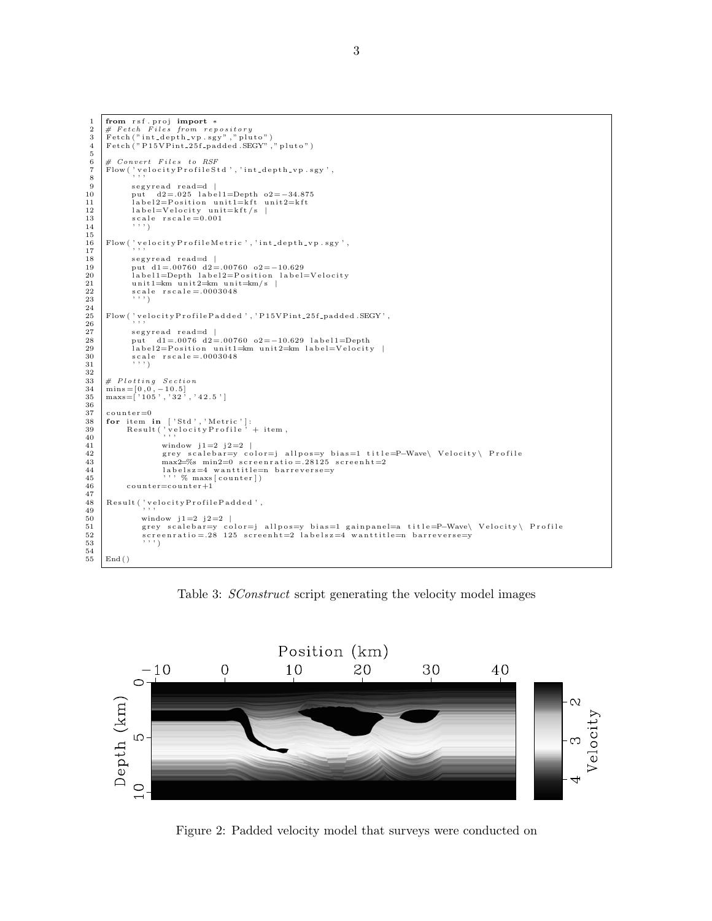```
from rsf.proj import *
# Fetch Files from repository
Fetch("int_depth_vp.sgy","pluto")
Fetch("P15VPint_25f_padded.SEGY","pluto")

# Convert Files to RSF
Flow('velocityProfileStd','int_depth_vp.sgy',
     '''
     segyread read=d |
     put  d2=.025 label1=Depth o2=-34.875
     label2=Position unit1=kft unit2=kft
     label=Velocity unit=kft/s |
     scale rscale=0.001
     ''')

Flow('velocityProfileMetric','int_depth_vp.sgy',
     '''
     segyread read=d |
     put d1=.00760 d2=.00760 o2=-10.629
     label1=Depth label2=Position label=Velocity
     unit1=km unit2=km unit=km/s |
     scale rscale=.0003048
     ''')

Flow('velocityProfilePadded','P15VPint_25f_padded.SEGY',
     '''
     segyread read=d |
     put  d1=.0076 d2=.00760 o2=-10.629 label1=Depth
     label2=Position unit1=km unit2=km label=Velocity |
     scale rscale=.0003048
     ''')

# Plotting Section
mins=[0,0,-10.5]
maxs=['105','32','42.5']

counter=0
for item in ['Std','Metric']:
    Result('velocityProfile' + item,
           '''
           window j1=2 j2=2 |
           grey scalebar=y color=j allpos=y bias=1 title=P-Wave\ Velocity\ Profile
           max2=%s min2=0 screenratio=.28125 screenht=2
           labelsz=4 wanttitle=n barreverse=y
           ''' % maxs[counter])
    counter=counter+1

Result('velocityProfilePadded',
       '''
       window j1=2 j2=2 |
       grey scalebar=y color=j allpos=y bias=1 gainpanel=a title=P-Wave\ Velocity\ Profile
       screenratio=.28 125 screenht=2 labelsz=4 wanttitle=n barreverse=y
       ''')

End()
```

Table 3: *SConstruct* script generating the velocity model images

Figure 2: Padded velocity model that surveys were conducted on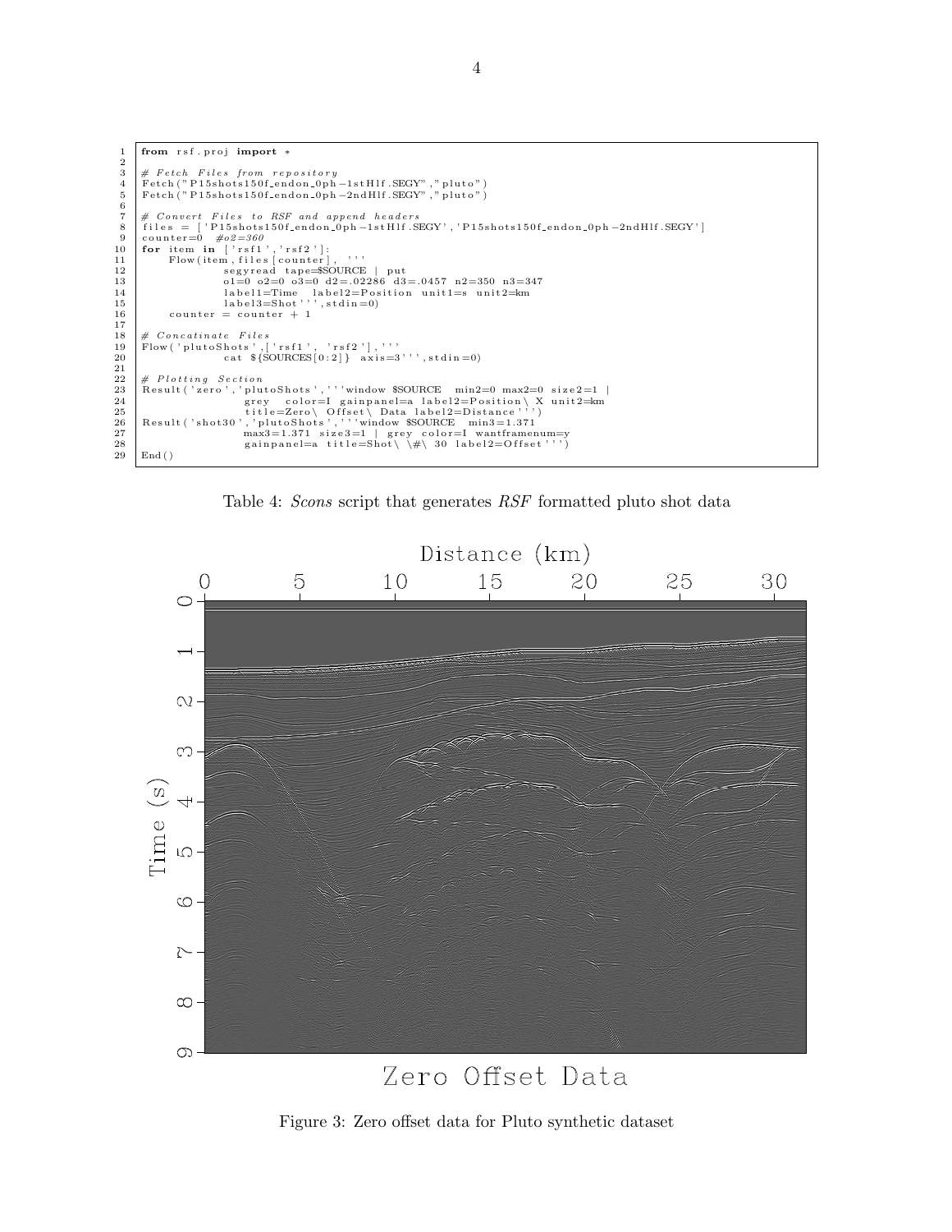```python
from rsf.proj import *

# Fetch Files from repository
Fetch("P15shots150f_endon_0ph-1stHlf.SEGY","pluto")
Fetch("P15shots150f_endon_0ph-2ndHlf.SEGY","pluto")

# Convert Files to RSF and append headers
files = ['P15shots150f_endon_0ph-1stHlf.SEGY','P15shots150f_endon_0ph-2ndHlf.SEGY']
counter=0  #o2=360
for item in ['rsf1','rsf2']:
    Flow(item,files[counter], '''
            segyread tape=$SOURCE | put
            o1=0 o2=0 o3=0 d2=.02286 d3=.0457 n2=350 n3=347
            label1=Time  label2=Position  unit1=s  unit2=km
            label3=Shot''',stdin=0)
    counter = counter + 1

# Concatinate Files
Flow('plutoShots',['rsf1', 'rsf2'],'''
            cat ${SOURCES[0:2]}  axis=3''',stdin=0)

# Plotting Section
Result('zero','plutoShots','''window $SOURCE  min2=0 max2=0 size2=1 |
                grey  color=I gainpanel=a label2=Position\ X unit2=km
                title=Zero\ Offset\ Data label2=Distance''')
Result('shot30','plutoShots','''window $SOURCE  min3=1.371
                max3=1.371 size3=1 | grey color=I wantframenum=y
                gainpanel=a title=Shot\ \#\ 30 label2=Offset''')
End()
```

Table 4: *Scons* script that generates *RSF* formatted pluto shot data

Figure 3: Zero offset data for Pluto synthetic dataset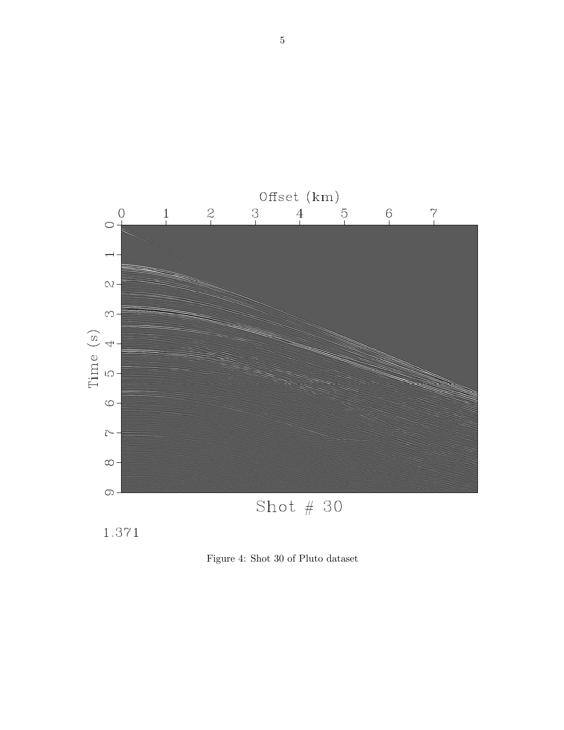Figure 4: Shot 30 of Pluto dataset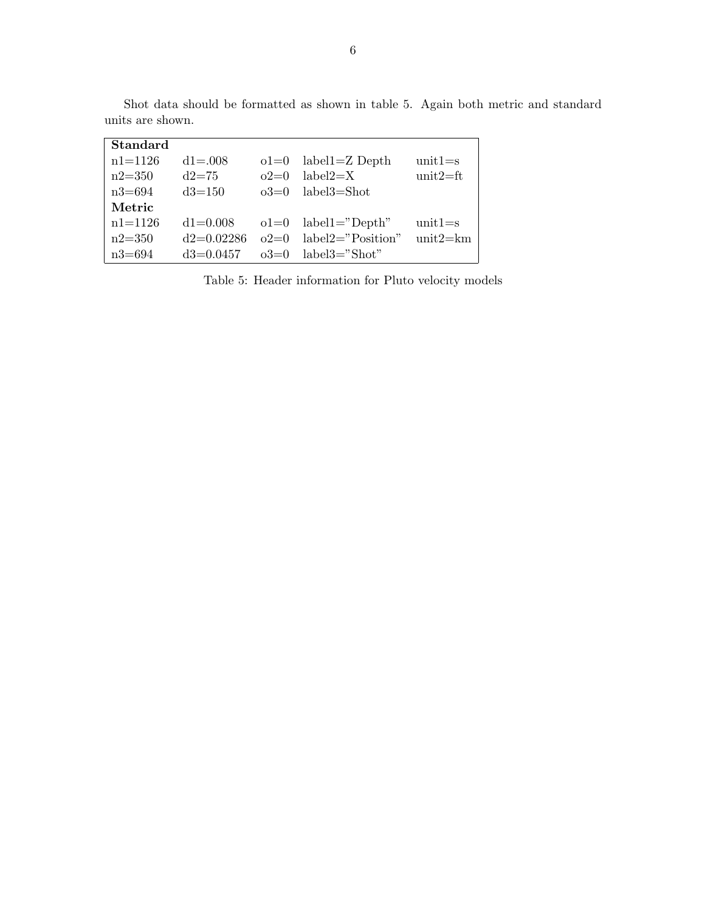Shot data should be formatted as shown in table 5. Again both metric and standard units are shown.

| | | | | |
|---|---|---|---|---|
| **Standard** | | | | |
| n1=1126 | d1=.008 | o1=0 | label1=Z Depth | unit1=s |
| n2=350 | d2=75 | o2=0 | label2=X | unit2=ft |
| n3=694 | d3=150 | o3=0 | label3=Shot | |
| **Metric** | | | | |
| n1=1126 | d1=0.008 | o1=0 | label1="Depth" | unit1=s |
| n2=350 | d2=0.02286 | o2=0 | label2="Position" | unit2=km |
| n3=694 | d3=0.0457 | o3=0 | label3="Shot" | |

Table 5: Header information for Pluto velocity models